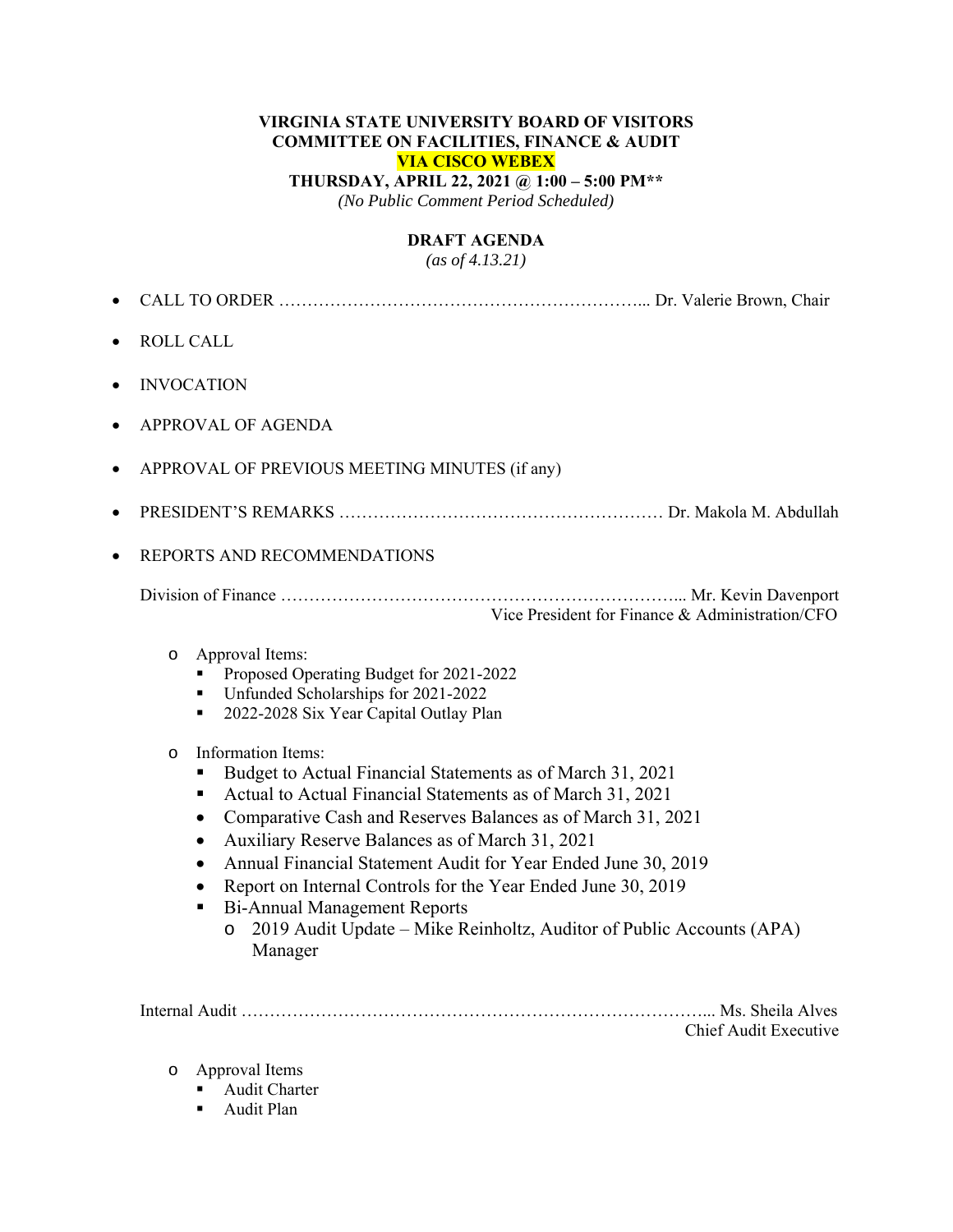**VIRGINIA STATE UNIVERSITY BOARD OF VISITORS**
**COMMITTEE ON FACILITIES, FINANCE & AUDIT**
**VIA CISCO WEBEX**
**THURSDAY, APRIL 22, 2021 @ 1:00 – 5:00 PM****
*(No Public Comment Period Scheduled)*

**DRAFT AGENDA**
*(as of 4.13.21)*

- CALL TO ORDER ………………………………………………………... Dr. Valerie Brown, Chair
- ROLL CALL
- INVOCATION
- APPROVAL OF AGENDA
- APPROVAL OF PREVIOUS MEETING MINUTES (if any)
- PRESIDENT'S REMARKS ………………………………………………… Dr. Makola M. Abdullah
- REPORTS AND RECOMMENDATIONS

Division of Finance ……………………………………………………………... Mr. Kevin Davenport
Vice President for Finance & Administration/CFO

- Approval Items:
  - Proposed Operating Budget for 2021-2022
  - Unfunded Scholarships for 2021-2022
  - 2022-2028 Six Year Capital Outlay Plan
- Information Items:
  - Budget to Actual Financial Statements as of March 31, 2021
  - Actual to Actual Financial Statements as of March 31, 2021
  - Comparative Cash and Reserves Balances as of March 31, 2021
  - Auxiliary Reserve Balances as of March 31, 2021
  - Annual Financial Statement Audit for Year Ended June 30, 2019
  - Report on Internal Controls for the Year Ended June 30, 2019
  - Bi-Annual Management Reports
    - 2019 Audit Update – Mike Reinholtz, Auditor of Public Accounts (APA) Manager

Internal Audit ………………………………………………………………………... Ms. Sheila Alves
Chief Audit Executive

- Approval Items
  - Audit Charter
  - Audit Plan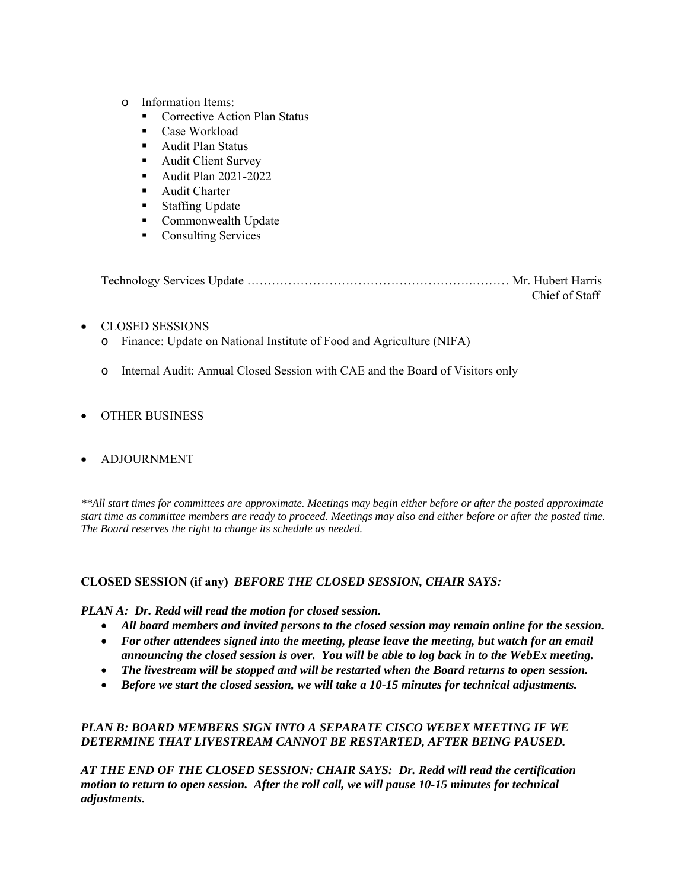- Information Items:
  - Corrective Action Plan Status
  - Case Workload
  - Audit Plan Status
  - Audit Client Survey
  - Audit Plan 2021-2022
  - Audit Charter
  - Staffing Update
  - Commonwealth Update
  - Consulting Services

Technology Services Update ……………………………………………………… Mr. Hubert Harris
Chief of Staff

- CLOSED SESSIONS
  - Finance: Update on National Institute of Food and Agriculture (NIFA)
  - Internal Audit: Annual Closed Session with CAE and the Board of Visitors only

- OTHER BUSINESS

- ADJOURNMENT

*\*\*All start times for committees are approximate. Meetings may begin either before or after the posted approximate start time as committee members are ready to proceed. Meetings may also end either before or after the posted time. The Board reserves the right to change its schedule as needed.*

**CLOSED SESSION (if any)** ***BEFORE THE CLOSED SESSION, CHAIR SAYS:***

***PLAN A: Dr. Redd will read the motion for closed session.***

- ***All board members and invited persons to the closed session may remain online for the session.***
- ***For other attendees signed into the meeting, please leave the meeting, but watch for an email announcing the closed session is over. You will be able to log back in to the WebEx meeting.***
- ***The livestream will be stopped and will be restarted when the Board returns to open session.***
- ***Before we start the closed session, we will take a 10-15 minutes for technical adjustments.***

***PLAN B: BOARD MEMBERS SIGN INTO A SEPARATE CISCO WEBEX MEETING IF WE DETERMINE THAT LIVESTREAM CANNOT BE RESTARTED, AFTER BEING PAUSED.***

***AT THE END OF THE CLOSED SESSION: CHAIR SAYS: Dr. Redd will read the certification motion to return to open session. After the roll call, we will pause 10-15 minutes for technical adjustments.***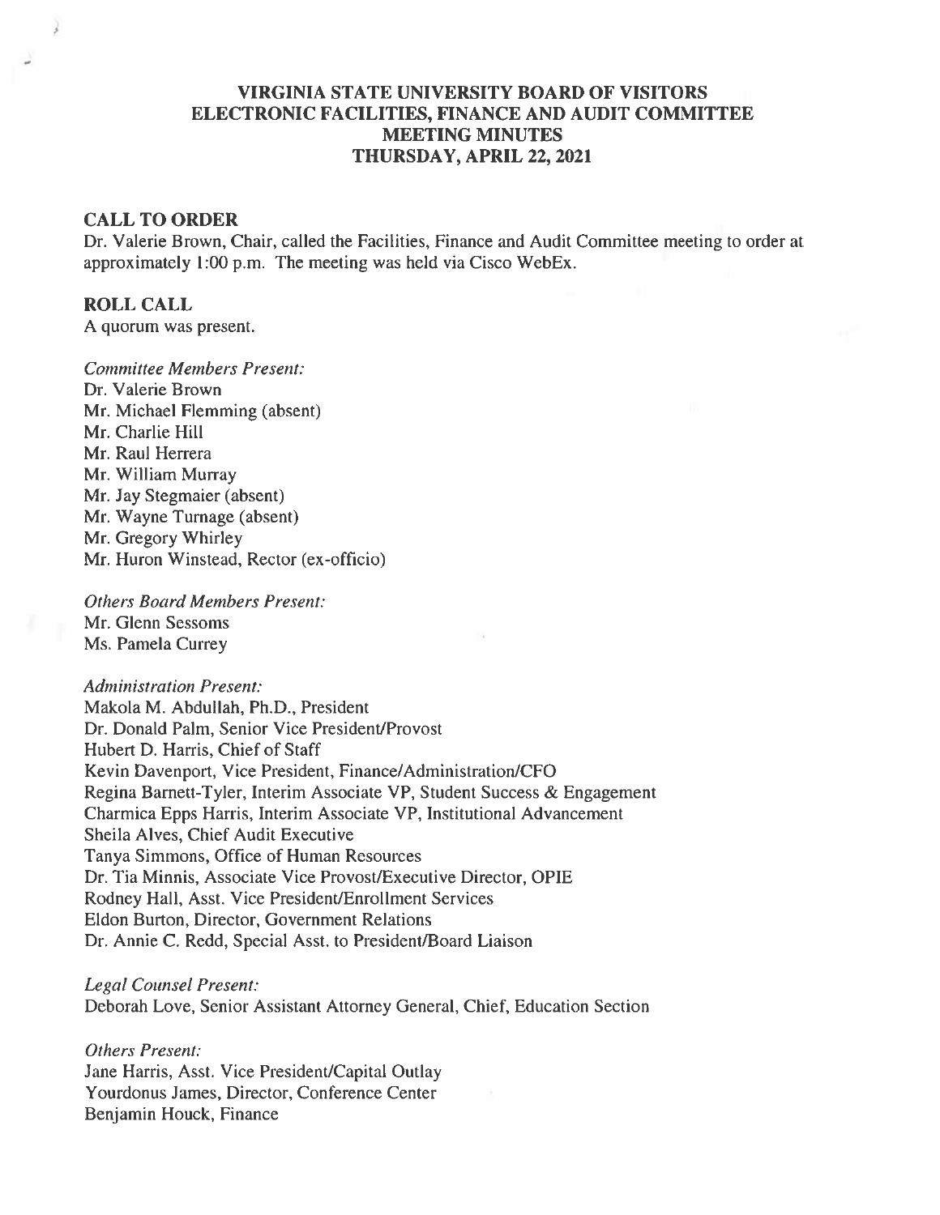# VIRGINIA STATE UNIVERSITY BOARD OF VISITORS
## ELECTRONIC FACILITIES, FINANCE AND AUDIT COMMITTEE
## MEETING MINUTES
## THURSDAY, APRIL 22, 2021

### CALL TO ORDER

Dr. Valerie Brown, Chair, called the Facilities, Finance and Audit Committee meeting to order at approximately 1:00 p.m. The meeting was held via Cisco WebEx.

### ROLL CALL

A quorum was present.

*Committee Members Present:*
Dr. Valerie Brown
Mr. Michael Flemming (absent)
Mr. Charlie Hill
Mr. Raul Herrera
Mr. William Murray
Mr. Jay Stegmaier (absent)
Mr. Wayne Turnage (absent)
Mr. Gregory Whirley
Mr. Huron Winstead, Rector (ex-officio)

*Others Board Members Present:*
Mr. Glenn Sessoms
Ms. Pamela Currey

*Administration Present:*
Makola M. Abdullah, Ph.D., President
Dr. Donald Palm, Senior Vice President/Provost
Hubert D. Harris, Chief of Staff
Kevin Davenport, Vice President, Finance/Administration/CFO
Regina Barnett-Tyler, Interim Associate VP, Student Success & Engagement
Charmica Epps Harris, Interim Associate VP, Institutional Advancement
Sheila Alves, Chief Audit Executive
Tanya Simmons, Office of Human Resources
Dr. Tia Minnis, Associate Vice Provost/Executive Director, OPIE
Rodney Hall, Asst. Vice President/Enrollment Services
Eldon Burton, Director, Government Relations
Dr. Annie C. Redd, Special Asst. to President/Board Liaison

*Legal Counsel Present:*
Deborah Love, Senior Assistant Attorney General, Chief, Education Section

*Others Present:*
Jane Harris, Asst. Vice President/Capital Outlay
Yourdonus James, Director, Conference Center
Benjamin Houck, Finance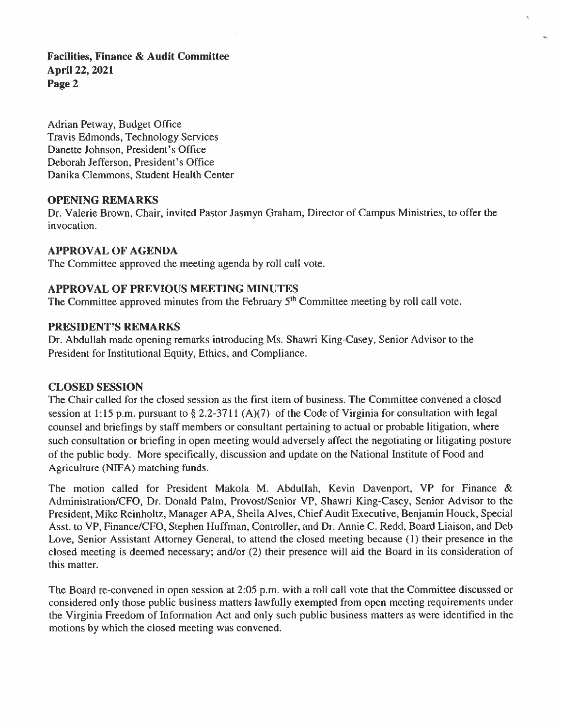Adrian Petway, Budget Office
Travis Edmonds, Technology Services
Danette Johnson, President's Office
Deborah Jefferson, President's Office
Danika Clemmons, Student Health Center

## OPENING REMARKS

Dr. Valerie Brown, Chair, invited Pastor Jasmyn Graham, Director of Campus Ministries, to offer the invocation.

## APPROVAL OF AGENDA

The Committee approved the meeting agenda by roll call vote.

## APPROVAL OF PREVIOUS MEETING MINUTES

The Committee approved minutes from the February 5th Committee meeting by roll call vote.

## PRESIDENT'S REMARKS

Dr. Abdullah made opening remarks introducing Ms. Shawri King-Casey, Senior Advisor to the President for Institutional Equity, Ethics, and Compliance.

## CLOSED SESSION

The Chair called for the closed session as the first item of business. The Committee convened a closed session at 1:15 p.m. pursuant to § 2.2-3711 (A)(7) of the Code of Virginia for consultation with legal counsel and briefings by staff members or consultant pertaining to actual or probable litigation, where such consultation or briefing in open meeting would adversely affect the negotiating or litigating posture of the public body. More specifically, discussion and update on the National Institute of Food and Agriculture (NIFA) matching funds.

The motion called for President Makola M. Abdullah, Kevin Davenport, VP for Finance & Administration/CFO, Dr. Donald Palm, Provost/Senior VP, Shawri King-Casey, Senior Advisor to the President, Mike Reinholtz, Manager APA, Sheila Alves, Chief Audit Executive, Benjamin Houck, Special Asst. to VP, Finance/CFO, Stephen Huffman, Controller, and Dr. Annie C. Redd, Board Liaison, and Deb Love, Senior Assistant Attorney General, to attend the closed meeting because (1) their presence in the closed meeting is deemed necessary; and/or (2) their presence will aid the Board in its consideration of this matter.

The Board re-convened in open session at 2:05 p.m. with a roll call vote that the Committee discussed or considered only those public business matters lawfully exempted from open meeting requirements under the Virginia Freedom of Information Act and only such public business matters as were identified in the motions by which the closed meeting was convened.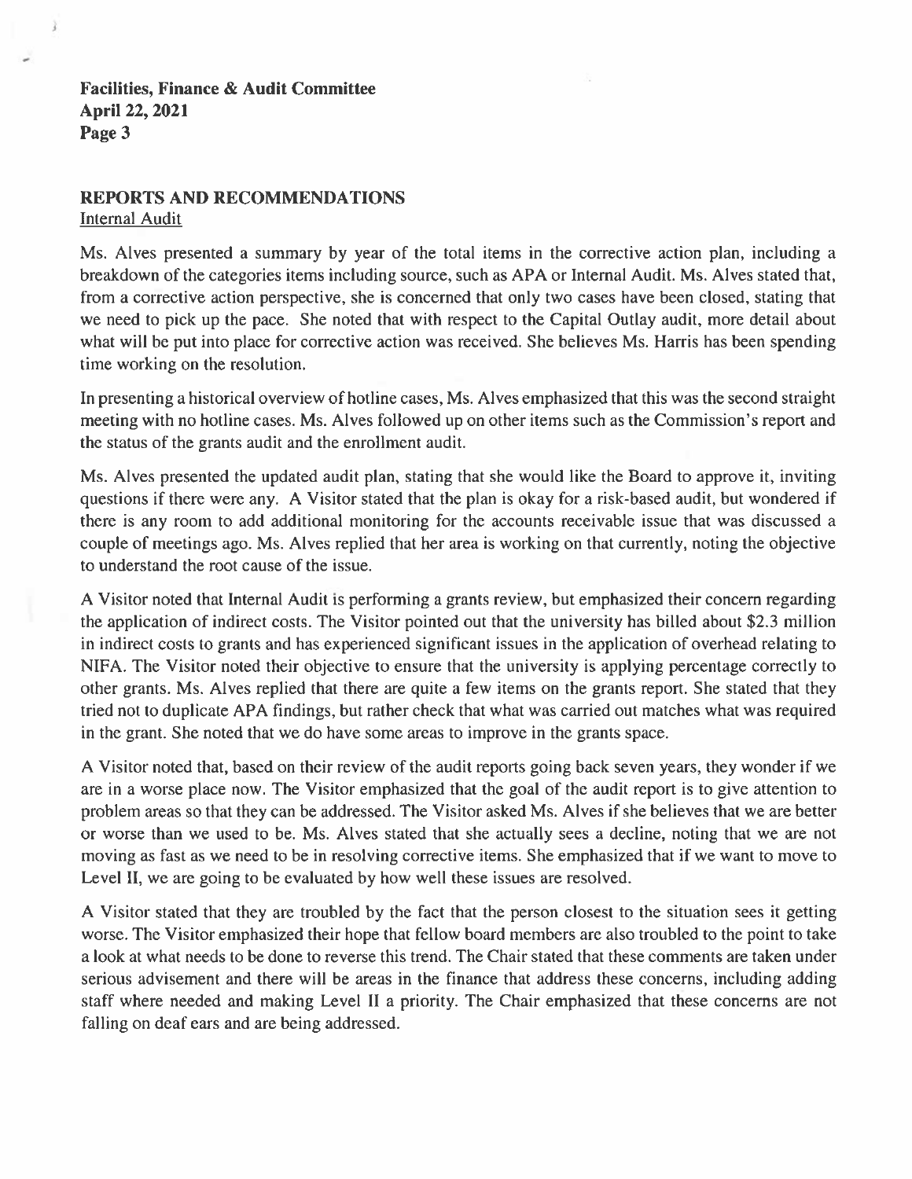## REPORTS AND RECOMMENDATIONS

Internal Audit

Ms. Alves presented a summary by year of the total items in the corrective action plan, including a breakdown of the categories items including source, such as APA or Internal Audit. Ms. Alves stated that, from a corrective action perspective, she is concerned that only two cases have been closed, stating that we need to pick up the pace. She noted that with respect to the Capital Outlay audit, more detail about what will be put into place for corrective action was received. She believes Ms. Harris has been spending time working on the resolution.

In presenting a historical overview of hotline cases, Ms. Alves emphasized that this was the second straight meeting with no hotline cases. Ms. Alves followed up on other items such as the Commission's report and the status of the grants audit and the enrollment audit.

Ms. Alves presented the updated audit plan, stating that she would like the Board to approve it, inviting questions if there were any. A Visitor stated that the plan is okay for a risk-based audit, but wondered if there is any room to add additional monitoring for the accounts receivable issue that was discussed a couple of meetings ago. Ms. Alves replied that her area is working on that currently, noting the objective to understand the root cause of the issue.

A Visitor noted that Internal Audit is performing a grants review, but emphasized their concern regarding the application of indirect costs. The Visitor pointed out that the university has billed about $2.3 million in indirect costs to grants and has experienced significant issues in the application of overhead relating to NIFA. The Visitor noted their objective to ensure that the university is applying percentage correctly to other grants. Ms. Alves replied that there are quite a few items on the grants report. She stated that they tried not to duplicate APA findings, but rather check that what was carried out matches what was required in the grant. She noted that we do have some areas to improve in the grants space.

A Visitor noted that, based on their review of the audit reports going back seven years, they wonder if we are in a worse place now. The Visitor emphasized that the goal of the audit report is to give attention to problem areas so that they can be addressed. The Visitor asked Ms. Alves if she believes that we are better or worse than we used to be. Ms. Alves stated that she actually sees a decline, noting that we are not moving as fast as we need to be in resolving corrective items. She emphasized that if we want to move to Level II, we are going to be evaluated by how well these issues are resolved.

A Visitor stated that they are troubled by the fact that the person closest to the situation sees it getting worse. The Visitor emphasized their hope that fellow board members are also troubled to the point to take a look at what needs to be done to reverse this trend. The Chair stated that these comments are taken under serious advisement and there will be areas in the finance that address these concerns, including adding staff where needed and making Level II a priority. The Chair emphasized that these concerns are not falling on deaf ears and are being addressed.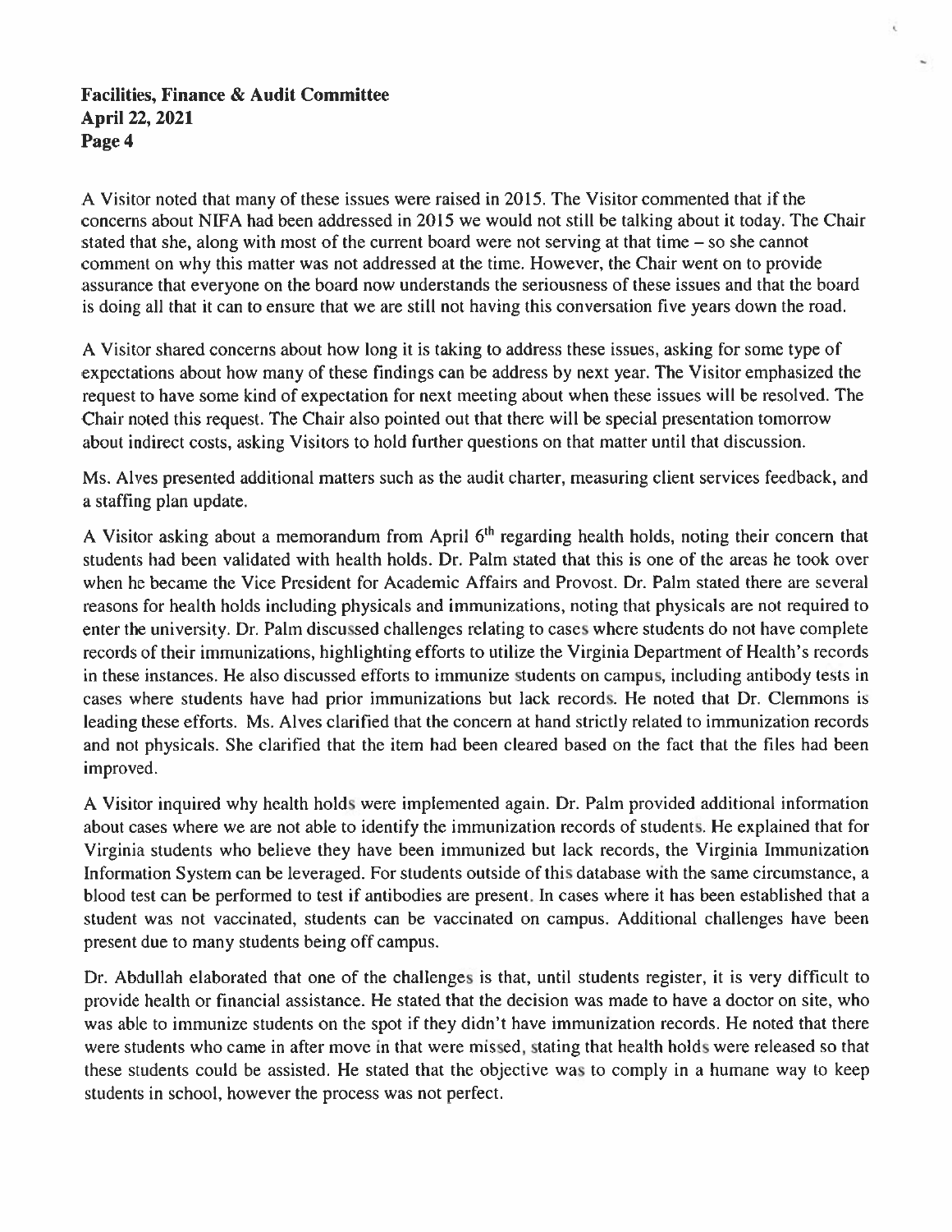A Visitor noted that many of these issues were raised in 2015. The Visitor commented that if the concerns about NIFA had been addressed in 2015 we would not still be talking about it today. The Chair stated that she, along with most of the current board were not serving at that time – so she cannot comment on why this matter was not addressed at the time. However, the Chair went on to provide assurance that everyone on the board now understands the seriousness of these issues and that the board is doing all that it can to ensure that we are still not having this conversation five years down the road.

A Visitor shared concerns about how long it is taking to address these issues, asking for some type of expectations about how many of these findings can be address by next year. The Visitor emphasized the request to have some kind of expectation for next meeting about when these issues will be resolved. The Chair noted this request. The Chair also pointed out that there will be special presentation tomorrow about indirect costs, asking Visitors to hold further questions on that matter until that discussion.

Ms. Alves presented additional matters such as the audit charter, measuring client services feedback, and a staffing plan update.

A Visitor asking about a memorandum from April 6th regarding health holds, noting their concern that students had been validated with health holds. Dr. Palm stated that this is one of the areas he took over when he became the Vice President for Academic Affairs and Provost. Dr. Palm stated there are several reasons for health holds including physicals and immunizations, noting that physicals are not required to enter the university. Dr. Palm discussed challenges relating to cases where students do not have complete records of their immunizations, highlighting efforts to utilize the Virginia Department of Health's records in these instances. He also discussed efforts to immunize students on campus, including antibody tests in cases where students have had prior immunizations but lack records. He noted that Dr. Clemmons is leading these efforts. Ms. Alves clarified that the concern at hand strictly related to immunization records and not physicals. She clarified that the item had been cleared based on the fact that the files had been improved.

A Visitor inquired why health holds were implemented again. Dr. Palm provided additional information about cases where we are not able to identify the immunization records of students. He explained that for Virginia students who believe they have been immunized but lack records, the Virginia Immunization Information System can be leveraged. For students outside of this database with the same circumstance, a blood test can be performed to test if antibodies are present. In cases where it has been established that a student was not vaccinated, students can be vaccinated on campus. Additional challenges have been present due to many students being off campus.

Dr. Abdullah elaborated that one of the challenges is that, until students register, it is very difficult to provide health or financial assistance. He stated that the decision was made to have a doctor on site, who was able to immunize students on the spot if they didn't have immunization records. He noted that there were students who came in after move in that were missed, stating that health holds were released so that these students could be assisted. He stated that the objective was to comply in a humane way to keep students in school, however the process was not perfect.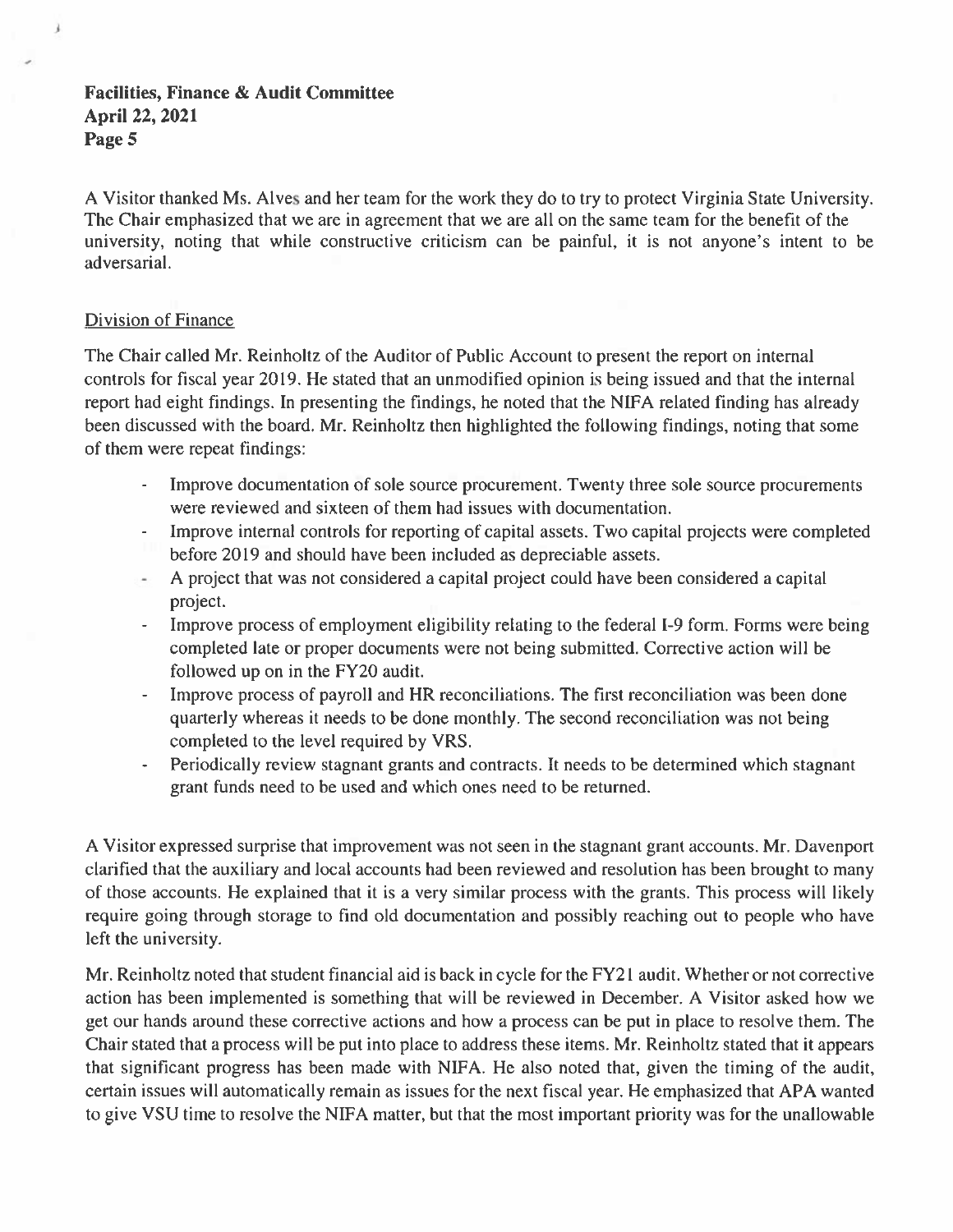A Visitor thanked Ms. Alves and her team for the work they do to try to protect Virginia State University. The Chair emphasized that we are in agreement that we are all on the same team for the benefit of the university, noting that while constructive criticism can be painful, it is not anyone's intent to be adversarial.

Division of Finance

The Chair called Mr. Reinholtz of the Auditor of Public Account to present the report on internal controls for fiscal year 2019. He stated that an unmodified opinion is being issued and that the internal report had eight findings. In presenting the findings, he noted that the NIFA related finding has already been discussed with the board. Mr. Reinholtz then highlighted the following findings, noting that some of them were repeat findings:

- Improve documentation of sole source procurement. Twenty three sole source procurements were reviewed and sixteen of them had issues with documentation.
- Improve internal controls for reporting of capital assets. Two capital projects were completed before 2019 and should have been included as depreciable assets.
- A project that was not considered a capital project could have been considered a capital project.
- Improve process of employment eligibility relating to the federal I-9 form. Forms were being completed late or proper documents were not being submitted. Corrective action will be followed up on in the FY20 audit.
- Improve process of payroll and HR reconciliations. The first reconciliation was been done quarterly whereas it needs to be done monthly. The second reconciliation was not being completed to the level required by VRS.
- Periodically review stagnant grants and contracts. It needs to be determined which stagnant grant funds need to be used and which ones need to be returned.

A Visitor expressed surprise that improvement was not seen in the stagnant grant accounts. Mr. Davenport clarified that the auxiliary and local accounts had been reviewed and resolution has been brought to many of those accounts. He explained that it is a very similar process with the grants. This process will likely require going through storage to find old documentation and possibly reaching out to people who have left the university.

Mr. Reinholtz noted that student financial aid is back in cycle for the FY21 audit. Whether or not corrective action has been implemented is something that will be reviewed in December. A Visitor asked how we get our hands around these corrective actions and how a process can be put in place to resolve them. The Chair stated that a process will be put into place to address these items. Mr. Reinholtz stated that it appears that significant progress has been made with NIFA. He also noted that, given the timing of the audit, certain issues will automatically remain as issues for the next fiscal year. He emphasized that APA wanted to give VSU time to resolve the NIFA matter, but that the most important priority was for the unallowable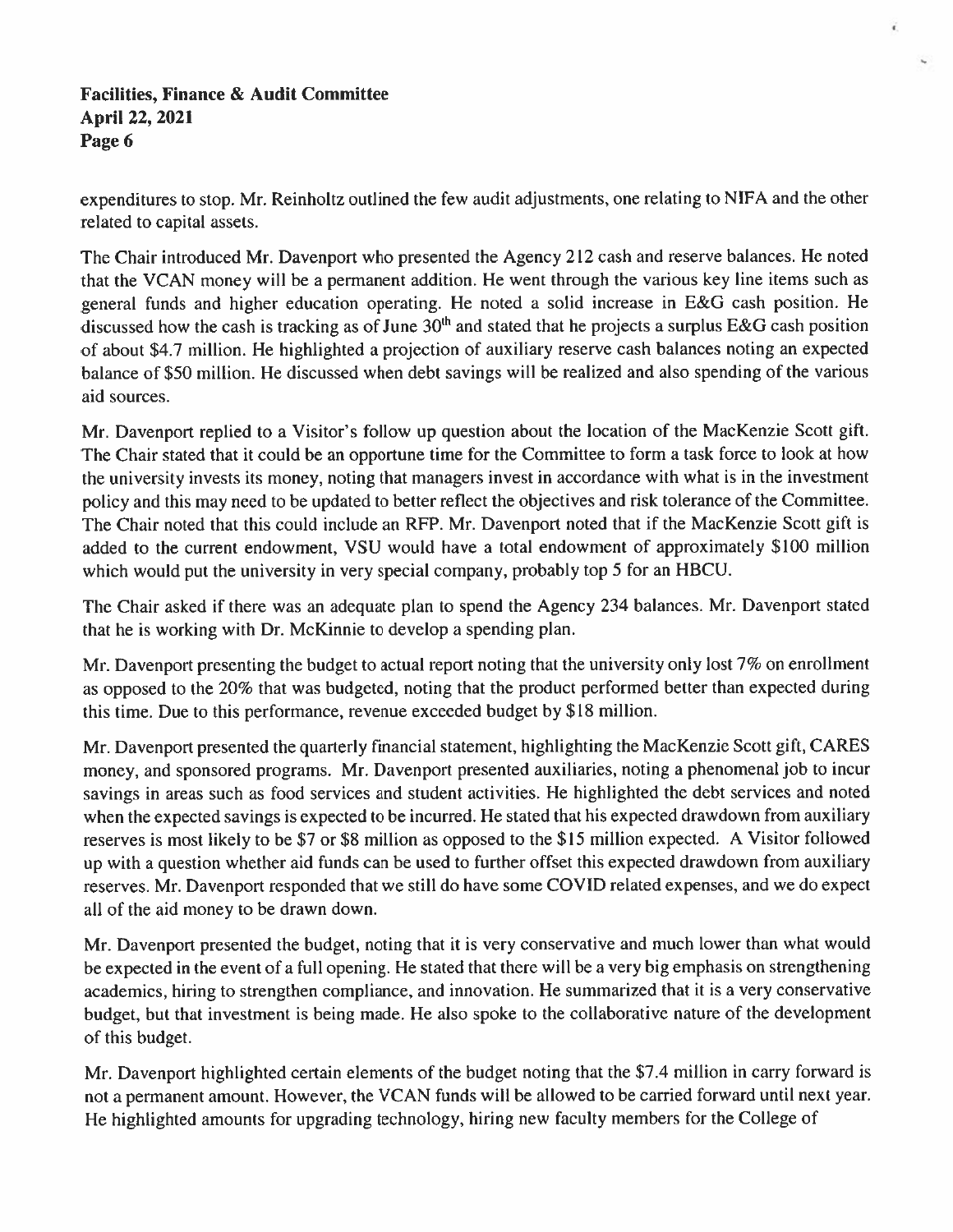expenditures to stop. Mr. Reinholtz outlined the few audit adjustments, one relating to NIFA and the other related to capital assets.

The Chair introduced Mr. Davenport who presented the Agency 212 cash and reserve balances. He noted that the VCAN money will be a permanent addition. He went through the various key line items such as general funds and higher education operating. He noted a solid increase in E&G cash position. He discussed how the cash is tracking as of June 30th and stated that he projects a surplus E&G cash position of about $4.7 million. He highlighted a projection of auxiliary reserve cash balances noting an expected balance of $50 million. He discussed when debt savings will be realized and also spending of the various aid sources.

Mr. Davenport replied to a Visitor's follow up question about the location of the MacKenzie Scott gift. The Chair stated that it could be an opportune time for the Committee to form a task force to look at how the university invests its money, noting that managers invest in accordance with what is in the investment policy and this may need to be updated to better reflect the objectives and risk tolerance of the Committee. The Chair noted that this could include an RFP. Mr. Davenport noted that if the MacKenzie Scott gift is added to the current endowment, VSU would have a total endowment of approximately $100 million which would put the university in very special company, probably top 5 for an HBCU.

The Chair asked if there was an adequate plan to spend the Agency 234 balances. Mr. Davenport stated that he is working with Dr. McKinnie to develop a spending plan.

Mr. Davenport presenting the budget to actual report noting that the university only lost 7% on enrollment as opposed to the 20% that was budgeted, noting that the product performed better than expected during this time. Due to this performance, revenue exceeded budget by $18 million.

Mr. Davenport presented the quarterly financial statement, highlighting the MacKenzie Scott gift, CARES money, and sponsored programs. Mr. Davenport presented auxiliaries, noting a phenomenal job to incur savings in areas such as food services and student activities. He highlighted the debt services and noted when the expected savings is expected to be incurred. He stated that his expected drawdown from auxiliary reserves is most likely to be $7 or $8 million as opposed to the $15 million expected. A Visitor followed up with a question whether aid funds can be used to further offset this expected drawdown from auxiliary reserves. Mr. Davenport responded that we still do have some COVID related expenses, and we do expect all of the aid money to be drawn down.

Mr. Davenport presented the budget, noting that it is very conservative and much lower than what would be expected in the event of a full opening. He stated that there will be a very big emphasis on strengthening academics, hiring to strengthen compliance, and innovation. He summarized that it is a very conservative budget, but that investment is being made. He also spoke to the collaborative nature of the development of this budget.

Mr. Davenport highlighted certain elements of the budget noting that the $7.4 million in carry forward is not a permanent amount. However, the VCAN funds will be allowed to be carried forward until next year. He highlighted amounts for upgrading technology, hiring new faculty members for the College of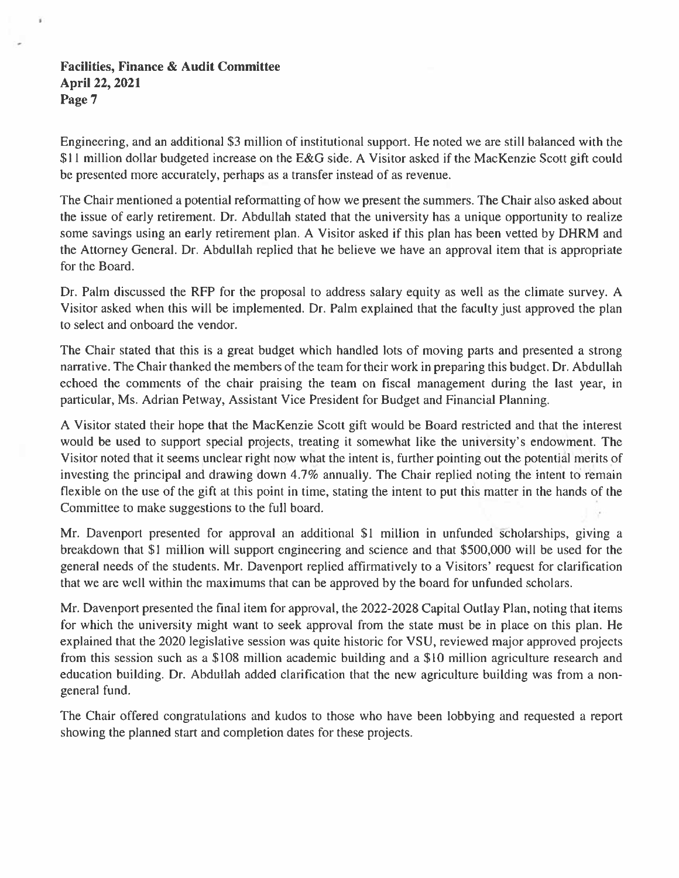Engineering, and an additional $3 million of institutional support. He noted we are still balanced with the $11 million dollar budgeted increase on the E&G side. A Visitor asked if the MacKenzie Scott gift could be presented more accurately, perhaps as a transfer instead of as revenue.

The Chair mentioned a potential reformatting of how we present the summers. The Chair also asked about the issue of early retirement. Dr. Abdullah stated that the university has a unique opportunity to realize some savings using an early retirement plan. A Visitor asked if this plan has been vetted by DHRM and the Attorney General. Dr. Abdullah replied that he believe we have an approval item that is appropriate for the Board.

Dr. Palm discussed the RFP for the proposal to address salary equity as well as the climate survey. A Visitor asked when this will be implemented. Dr. Palm explained that the faculty just approved the plan to select and onboard the vendor.

The Chair stated that this is a great budget which handled lots of moving parts and presented a strong narrative. The Chair thanked the members of the team for their work in preparing this budget. Dr. Abdullah echoed the comments of the chair praising the team on fiscal management during the last year, in particular, Ms. Adrian Petway, Assistant Vice President for Budget and Financial Planning.

A Visitor stated their hope that the MacKenzie Scott gift would be Board restricted and that the interest would be used to support special projects, treating it somewhat like the university's endowment. The Visitor noted that it seems unclear right now what the intent is, further pointing out the potential merits of investing the principal and drawing down 4.7% annually. The Chair replied noting the intent to remain flexible on the use of the gift at this point in time, stating the intent to put this matter in the hands of the Committee to make suggestions to the full board.

Mr. Davenport presented for approval an additional $1 million in unfunded scholarships, giving a breakdown that $1 million will support engineering and science and that $500,000 will be used for the general needs of the students. Mr. Davenport replied affirmatively to a Visitors' request for clarification that we are well within the maximums that can be approved by the board for unfunded scholars.

Mr. Davenport presented the final item for approval, the 2022-2028 Capital Outlay Plan, noting that items for which the university might want to seek approval from the state must be in place on this plan. He explained that the 2020 legislative session was quite historic for VSU, reviewed major approved projects from this session such as a $108 million academic building and a $10 million agriculture research and education building. Dr. Abdullah added clarification that the new agriculture building was from a non-general fund.

The Chair offered congratulations and kudos to those who have been lobbying and requested a report showing the planned start and completion dates for these projects.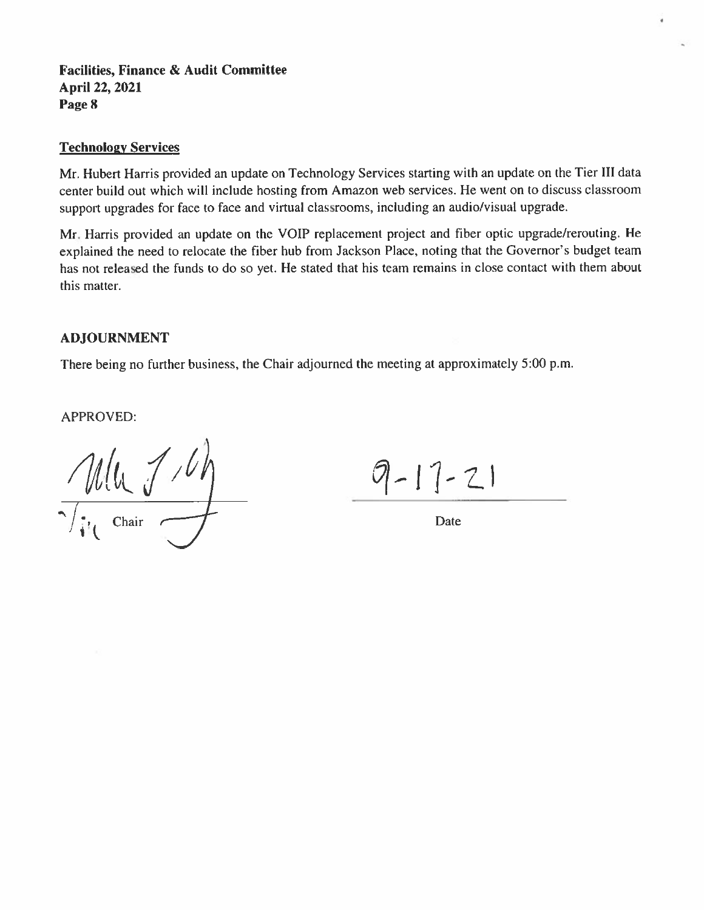## Technology Services

Mr. Hubert Harris provided an update on Technology Services starting with an update on the Tier III data center build out which will include hosting from Amazon web services. He went on to discuss classroom support upgrades for face to face and virtual classrooms, including an audio/visual upgrade.

Mr. Harris provided an update on the VOIP replacement project and fiber optic upgrade/rerouting. He explained the need to relocate the fiber hub from Jackson Place, noting that the Governor's budget team has not released the funds to do so yet. He stated that his team remains in close contact with them about this matter.

## ADJOURNMENT

There being no further business, the Chair adjourned the meeting at approximately 5:00 p.m.

APPROVED:

Chair

9-17-21

Date